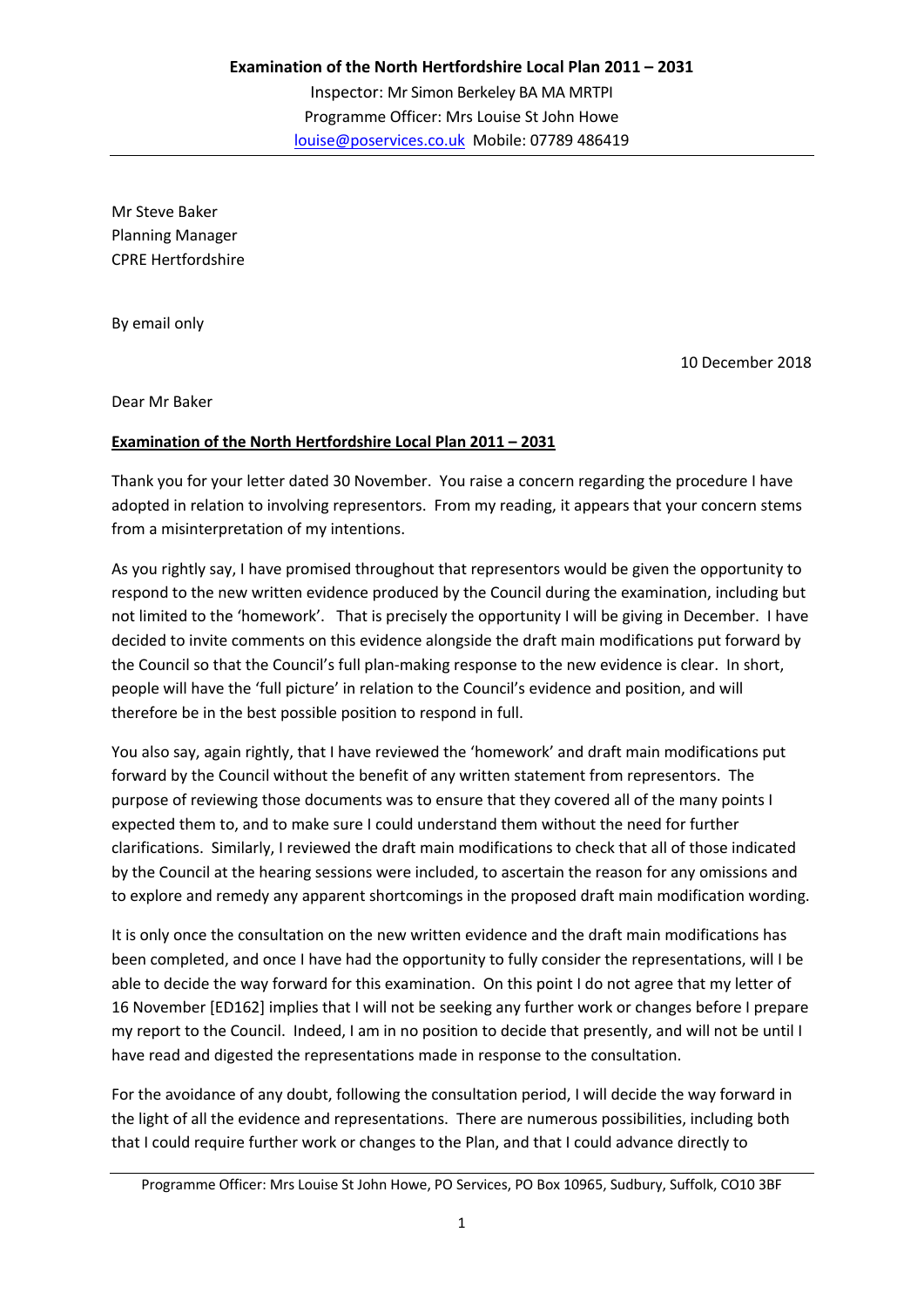**Examination of the North Hertfordshire Local Plan 2011 – 2031**

Inspector: Mr Simon Berkeley BA MA MRTPI
Programme Officer: Mrs Louise St John Howe
louise@poservices.co.uk Mobile: 07789 486419

Mr Steve Baker
Planning Manager
CPRE Hertfordshire

By email only

10 December 2018

Dear Mr Baker

**Examination of the North Hertfordshire Local Plan 2011 – 2031**

Thank you for your letter dated 30 November. You raise a concern regarding the procedure I have adopted in relation to involving representors. From my reading, it appears that your concern stems from a misinterpretation of my intentions.

As you rightly say, I have promised throughout that representors would be given the opportunity to respond to the new written evidence produced by the Council during the examination, including but not limited to the 'homework'. That is precisely the opportunity I will be giving in December. I have decided to invite comments on this evidence alongside the draft main modifications put forward by the Council so that the Council's full plan-making response to the new evidence is clear. In short, people will have the 'full picture' in relation to the Council's evidence and position, and will therefore be in the best possible position to respond in full.

You also say, again rightly, that I have reviewed the 'homework' and draft main modifications put forward by the Council without the benefit of any written statement from representors. The purpose of reviewing those documents was to ensure that they covered all of the many points I expected them to, and to make sure I could understand them without the need for further clarifications. Similarly, I reviewed the draft main modifications to check that all of those indicated by the Council at the hearing sessions were included, to ascertain the reason for any omissions and to explore and remedy any apparent shortcomings in the proposed draft main modification wording.

It is only once the consultation on the new written evidence and the draft main modifications has been completed, and once I have had the opportunity to fully consider the representations, will I be able to decide the way forward for this examination. On this point I do not agree that my letter of 16 November [ED162] implies that I will not be seeking any further work or changes before I prepare my report to the Council. Indeed, I am in no position to decide that presently, and will not be until I have read and digested the representations made in response to the consultation.

For the avoidance of any doubt, following the consultation period, I will decide the way forward in the light of all the evidence and representations. There are numerous possibilities, including both that I could require further work or changes to the Plan, and that I could advance directly to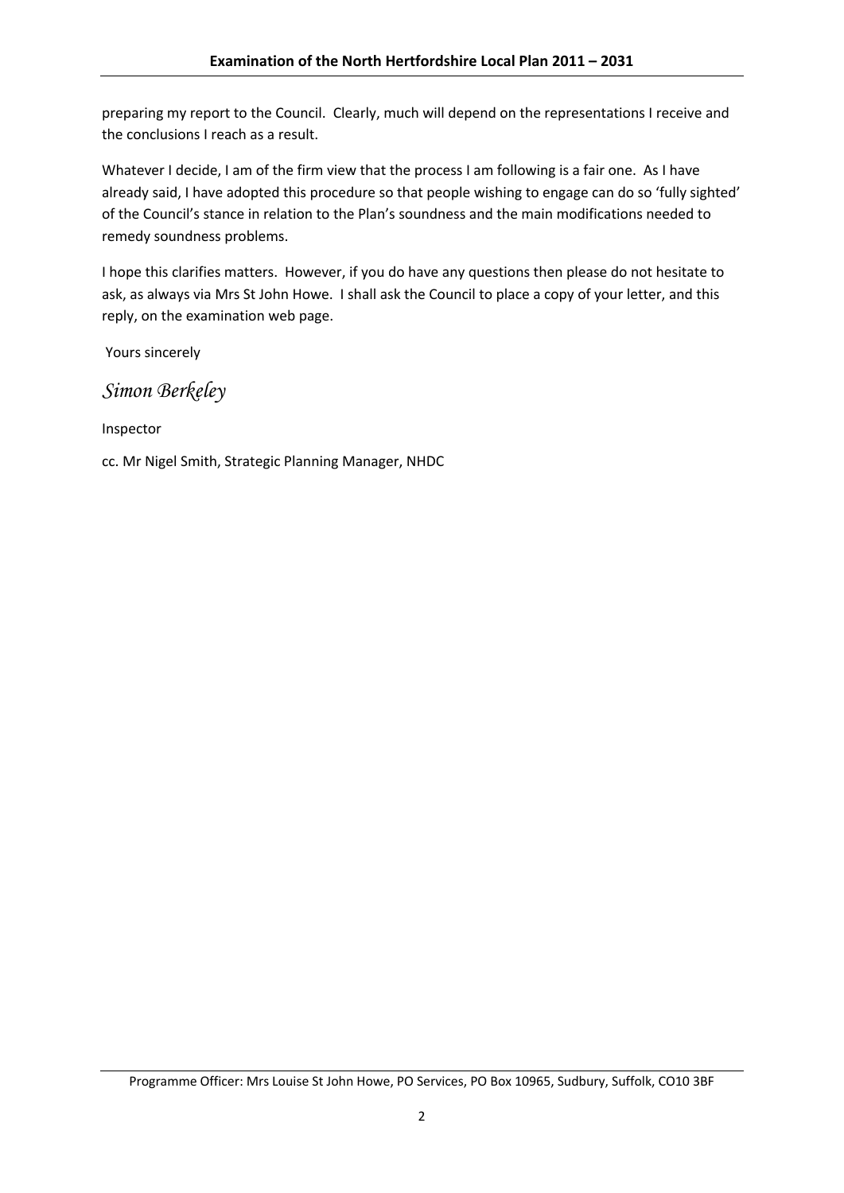preparing my report to the Council. Clearly, much will depend on the representations I receive and the conclusions I reach as a result.

Whatever I decide, I am of the firm view that the process I am following is a fair one. As I have already said, I have adopted this procedure so that people wishing to engage can do so 'fully sighted' of the Council's stance in relation to the Plan's soundness and the main modifications needed to remedy soundness problems.

I hope this clarifies matters. However, if you do have any questions then please do not hesitate to ask, as always via Mrs St John Howe. I shall ask the Council to place a copy of your letter, and this reply, on the examination web page.

Yours sincerely

*Simon Berkeley*

Inspector

cc. Mr Nigel Smith, Strategic Planning Manager, NHDC